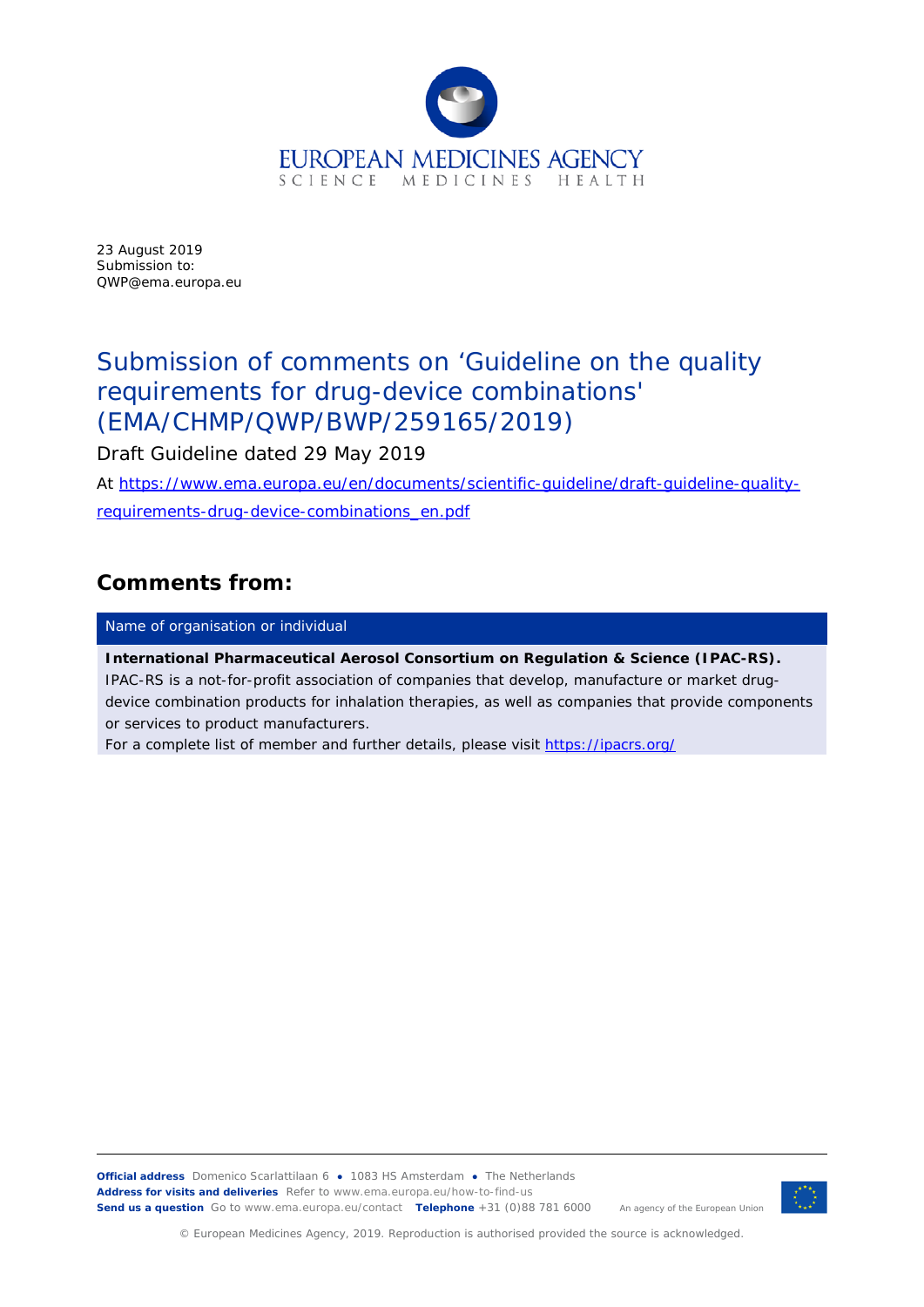EUROPEAN MEDICINES AGENCY

SCIENCE MEDICINES HEALTH

23 August 2019
Submission to:
QWP@ema.europa.eu

# Submission of comments on 'Guideline on the quality requirements for drug-device combinations' (EMA/CHMP/QWP/BWP/259165/2019)

Draft Guideline dated 29 May 2019

At https://www.ema.europa.eu/en/documents/scientific-guideline/draft-guideline-quality-requirements-drug-device-combinations_en.pdf

## Comments from:

| Name of organisation or individual |
| --- |
| **International Pharmaceutical Aerosol Consortium on Regulation & Science (IPAC-RS).** IPAC-RS is a not-for-profit association of companies that develop, manufacture or market drug-device combination products for inhalation therapies, as well as companies that provide components or services to product manufacturers. For a complete list of member and further details, please visit https://ipacrs.org/ |

**Official address** Domenico Scarlattilaan 6 ● 1083 HS Amsterdam ● The Netherlands
**Address for visits and deliveries** Refer to www.ema.europa.eu/how-to-find-us
**Send us a question** Go to www.ema.europa.eu/contact **Telephone** +31 (0)88 781 6000

An agency of the European Union

© European Medicines Agency, 2019. Reproduction is authorised provided the source is acknowledged.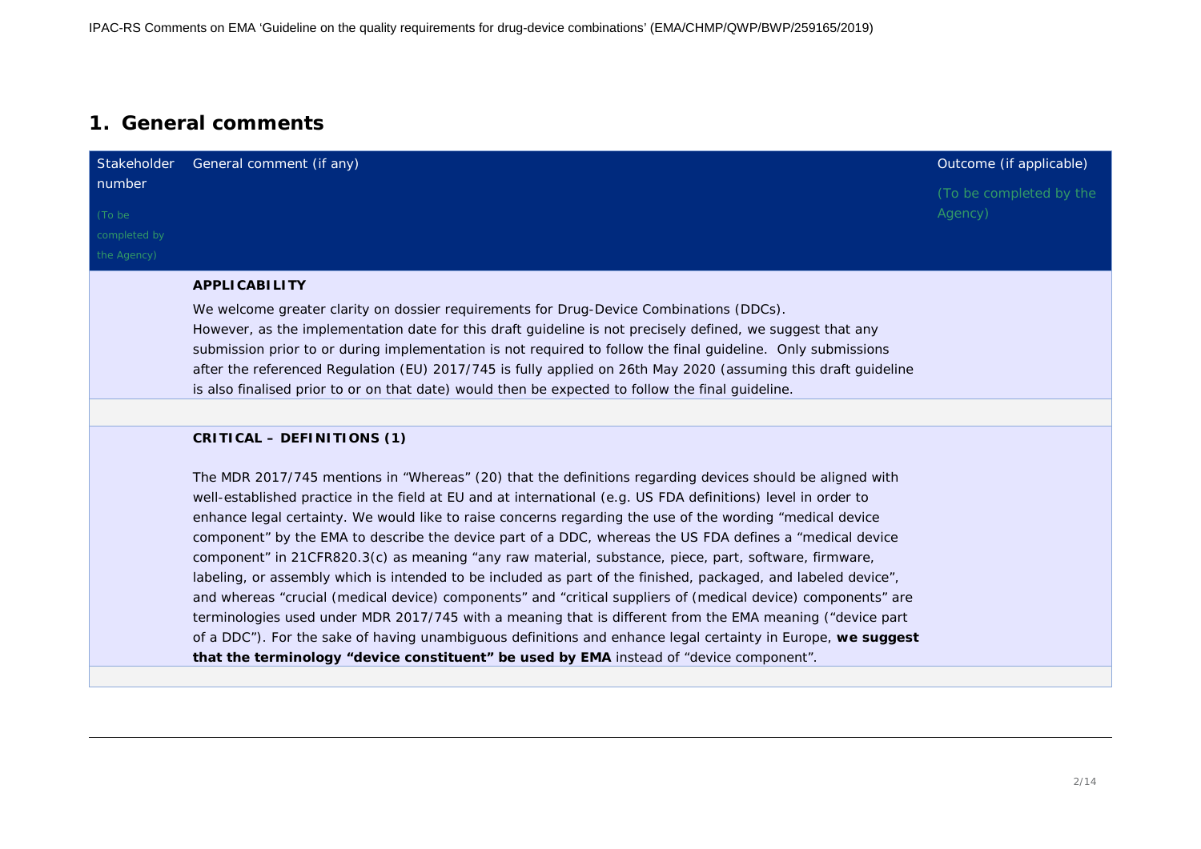## 1. General comments

| Stakeholder number (To be completed by the Agency) | General comment (if any) | Outcome (if applicable) (To be completed by the Agency) |
|---|---|---|
| | **APPLICABILITY**<br>We welcome greater clarity on dossier requirements for Drug-Device Combinations (DDCs).<br>However, as the implementation date for this draft guideline is not precisely defined, we suggest that any submission prior to or during implementation is not required to follow the final guideline. Only submissions after the referenced Regulation (EU) 2017/745 is fully applied on 26th May 2020 (assuming this draft guideline is also finalised prior to or on that date) would then be expected to follow the final guideline. | |
| | | |
| | **CRITICAL – DEFINITIONS (1)**<br><br>The MDR 2017/745 mentions in "Whereas" (20) that the definitions regarding devices should be aligned with well-established practice in the field at EU and at international (e.g. US FDA definitions) level in order to enhance legal certainty. We would like to raise concerns regarding the use of the wording "medical device component" by the EMA to describe the device part of a DDC, whereas the US FDA defines a "medical device component" in 21CFR820.3(c) as meaning "any raw material, substance, piece, part, software, firmware, labeling, or assembly which is intended to be included as part of the finished, packaged, and labeled device", and whereas "crucial (medical device) components" and "critical suppliers of (medical device) components" are terminologies used under MDR 2017/745 with a meaning that is different from the EMA meaning ("device part of a DDC"). For the sake of having unambiguous definitions and enhance legal certainty in Europe, **we suggest that the terminology "device constituent" be used by EMA** instead of "device component". | |
| | | |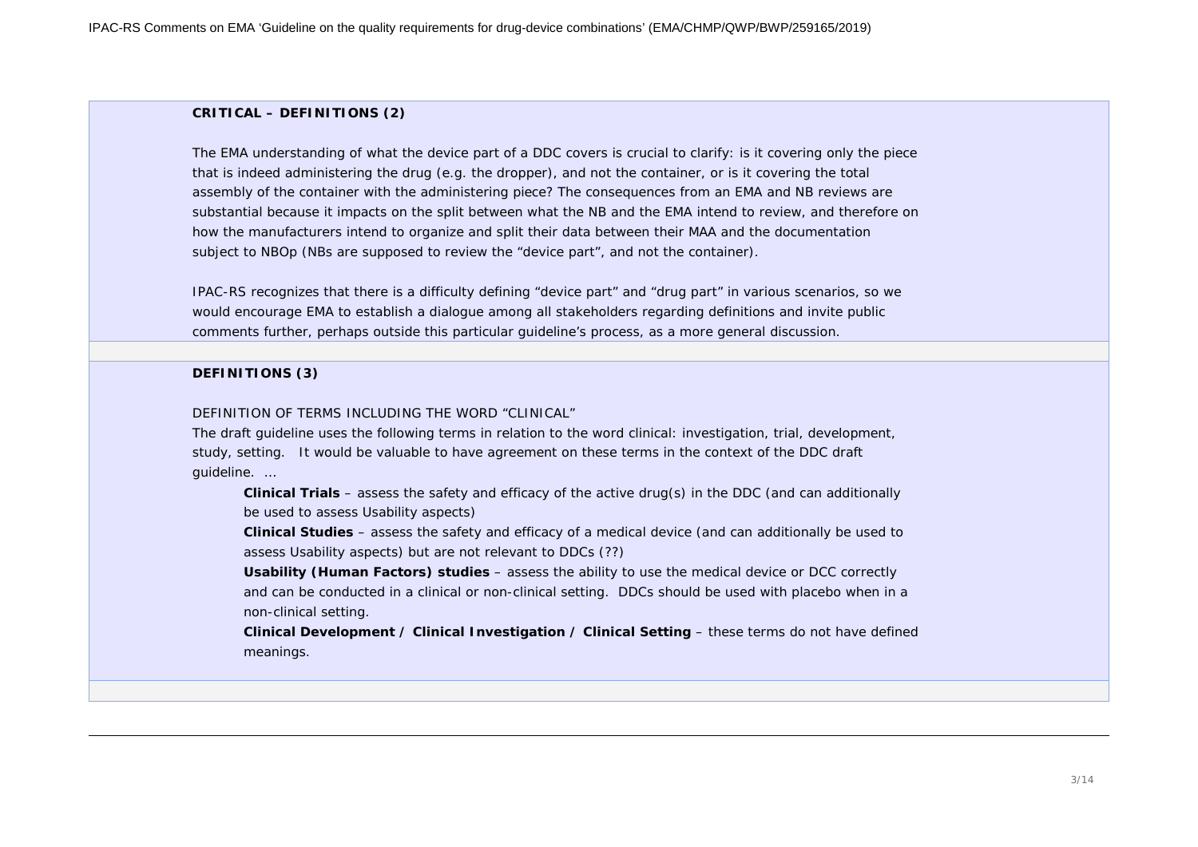**CRITICAL – DEFINITIONS (2)**

The EMA understanding of what the device part of a DDC covers is crucial to clarify: is it covering only the piece that is indeed administering the drug (e.g. the dropper), and not the container, or is it covering the total assembly of the container with the administering piece? The consequences from an EMA and NB reviews are substantial because it impacts on the split between what the NB and the EMA intend to review, and therefore on how the manufacturers intend to organize and split their data between their MAA and the documentation subject to NBOp (NBs are supposed to review the "device part", and not the container).

IPAC-RS recognizes that there is a difficulty defining "device part" and "drug part" in various scenarios, so we would encourage EMA to establish a dialogue among all stakeholders regarding definitions and invite public comments further, perhaps outside this particular guideline's process, as a more general discussion.

**DEFINITIONS (3)**

DEFINITION OF TERMS INCLUDING THE WORD "CLINICAL"

The draft guideline uses the following terms in relation to the word clinical: investigation, trial, development, study, setting. It would be valuable to have agreement on these terms in the context of the DDC draft guideline. …

- **Clinical Trials** – assess the safety and efficacy of the active drug(s) in the DDC (and can additionally be used to assess Usability aspects)
- **Clinical Studies** – assess the safety and efficacy of a medical device (and can additionally be used to assess Usability aspects) but are not relevant to DDCs (??)
- **Usability (Human Factors) studies** – assess the ability to use the medical device or DCC correctly and can be conducted in a clinical or non-clinical setting. DDCs should be used with placebo when in a non-clinical setting.
- **Clinical Development / Clinical Investigation / Clinical Setting** – these terms do not have defined meanings.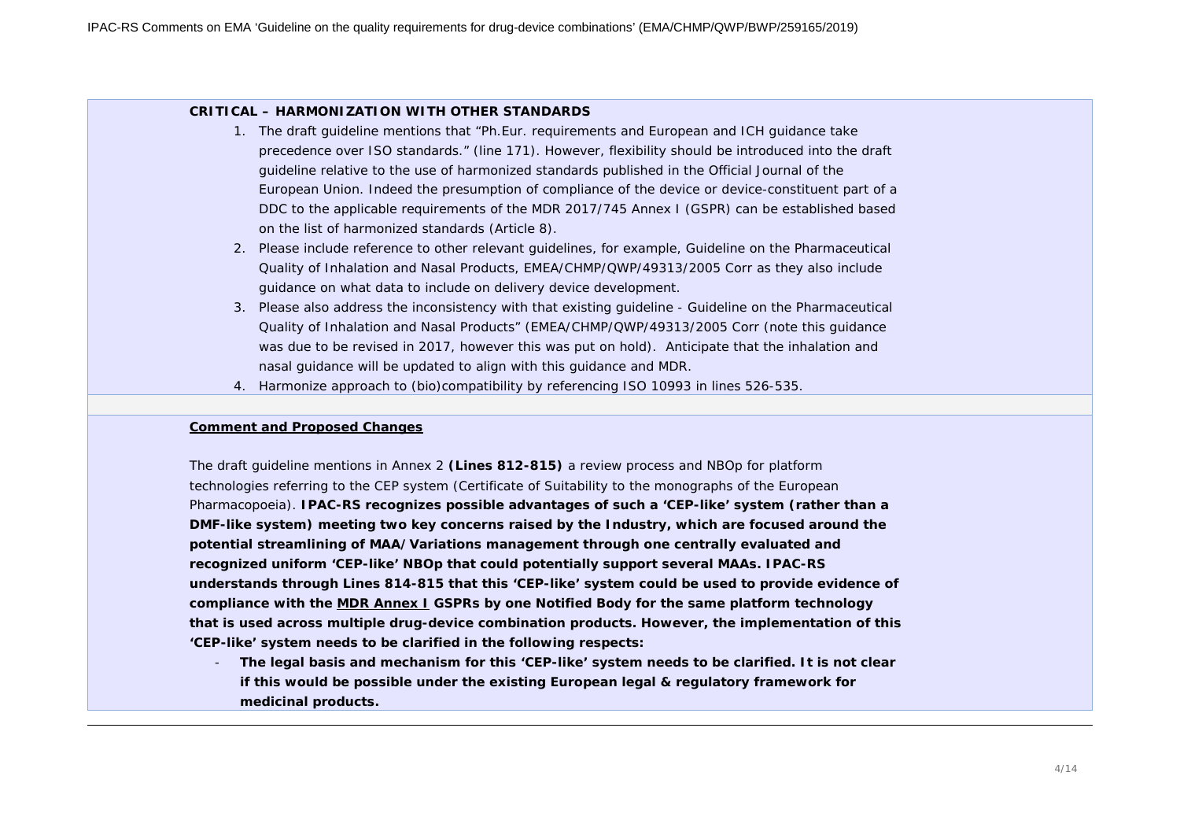**CRITICAL – HARMONIZATION WITH OTHER STANDARDS**

1. The draft guideline mentions that "Ph.Eur. requirements and European and ICH guidance take precedence over ISO standards." (line 171). However, flexibility should be introduced into the draft guideline relative to the use of harmonized standards published in the Official Journal of the European Union. Indeed the presumption of compliance of the device or device-constituent part of a DDC to the applicable requirements of the MDR 2017/745 Annex I (GSPR) can be established based on the list of harmonized standards (Article 8).
2. Please include reference to other relevant guidelines, for example, Guideline on the Pharmaceutical Quality of Inhalation and Nasal Products, EMEA/CHMP/QWP/49313/2005 Corr as they also include guidance on what data to include on delivery device development.
3. Please also address the inconsistency with that existing guideline - Guideline on the Pharmaceutical Quality of Inhalation and Nasal Products" (EMEA/CHMP/QWP/49313/2005 Corr (note this guidance was due to be revised in 2017, however this was put on hold). Anticipate that the inhalation and nasal guidance will be updated to align with this guidance and MDR.
4. Harmonize approach to (bio)compatibility by referencing ISO 10993 in lines 526-535.

**Comment and Proposed Changes**

The draft guideline mentions in Annex 2 **(Lines 812-815)** a review process and NBOp for platform technologies referring to the CEP system (Certificate of Suitability to the monographs of the European Pharmacopoeia). **IPAC-RS recognizes possible advantages of such a 'CEP-like' system (rather than a DMF-like system) meeting two key concerns raised by the Industry, which are focused around the potential streamlining of MAA/Variations management through one centrally evaluated and recognized uniform 'CEP-like' NBOp that could potentially support several MAAs. IPAC-RS understands through Lines 814-815 that this 'CEP-like' system could be used to provide evidence of compliance with the MDR Annex I GSPRs by one Notified Body for the same platform technology that is used across multiple drug-device combination products. However, the implementation of this 'CEP-like' system needs to be clarified in the following respects:**

- **The legal basis and mechanism for this 'CEP-like' system needs to be clarified. It is not clear if this would be possible under the existing European legal & regulatory framework for medicinal products.**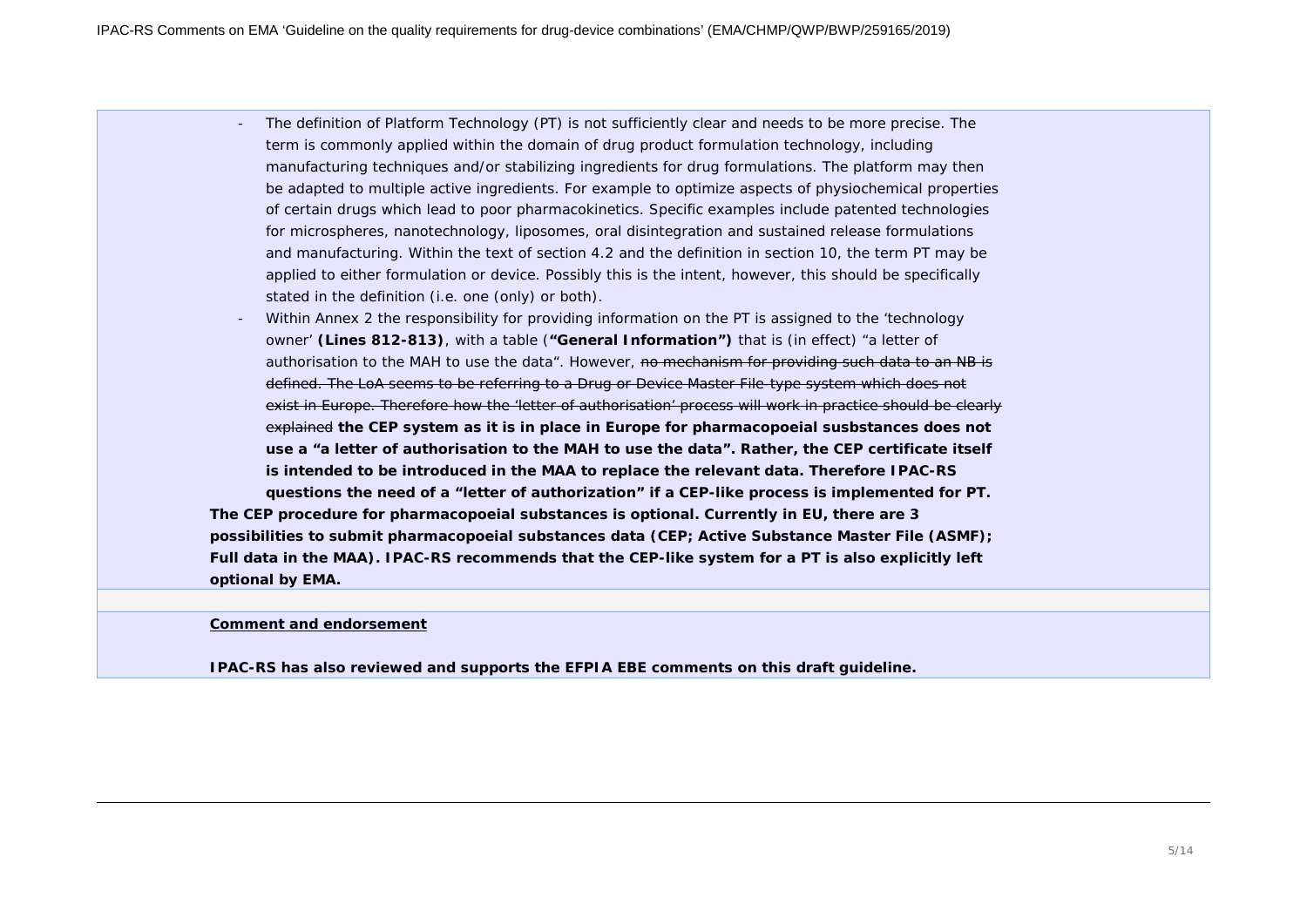- The definition of Platform Technology (PT) is not sufficiently clear and needs to be more precise. The term is commonly applied within the domain of drug product formulation technology, including manufacturing techniques and/or stabilizing ingredients for drug formulations. The platform may then be adapted to multiple active ingredients. For example to optimize aspects of physiochemical properties of certain drugs which lead to poor pharmacokinetics. Specific examples include patented technologies for microspheres, nanotechnology, liposomes, oral disintegration and sustained release formulations and manufacturing. Within the text of section 4.2 and the definition in section 10, the term PT may be applied to either formulation or device. Possibly this is the intent, however, this should be specifically stated in the definition (i.e. one (only) or both).
- Within Annex 2 the responsibility for providing information on the PT is assigned to the 'technology owner' **(Lines 812-813)**, with a table (**"General Information")** that is (in effect) "a letter of authorisation to the MAH to use the data". However, ~~no mechanism for providing such data to an NB is defined. The LoA seems to be referring to a Drug or Device Master File-type system which does not exist in Europe. Therefore how the 'letter of authorisation' process will work in practice should be clearly explained~~ **the CEP system as it is in place in Europe for pharmacopoeial susbstances does not use a "a letter of authorisation to the MAH to use the data". Rather, the CEP certificate itself is intended to be introduced in the MAA to replace the relevant data. Therefore IPAC-RS questions the need of a "letter of authorization" if a CEP-like process is implemented for PT.**

**The CEP procedure for pharmacopoeial substances is optional. Currently in EU, there are 3 possibilities to submit pharmacopoeial substances data (CEP; Active Substance Master File (ASMF); Full data in the MAA). IPAC-RS recommends that the CEP-like system for a PT is also explicitly left optional by EMA.**

**Comment and endorsement**

**IPAC-RS has also reviewed and supports the EFPIA EBE comments on this draft guideline.**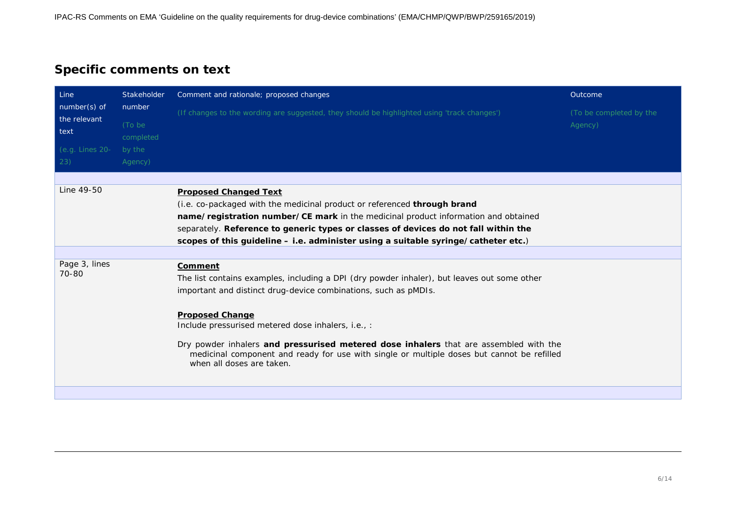## Specific comments on text

| Line number(s) of the relevant text (e.g. Lines 20-23) | Stakeholder number (To be completed by the Agency) | Comment and rationale; proposed changes (If changes to the wording are suggested, they should be highlighted using 'track changes') | Outcome (To be completed by the Agency) |
|---|---|---|---|
| | | | |
| Line 49-50 | | **Proposed Changed Text**<br>(i.e. co-packaged with the medicinal product or referenced **through brand name/registration number/CE mark** in the medicinal product information and obtained separately. **Reference to generic types or classes of devices do not fall within the scopes of this guideline – i.e. administer using a suitable syringe/catheter etc.**) | |
| | | | |
| Page 3, lines 70-80 | | **Comment**<br>The list contains examples, including a DPI (dry powder inhaler), but leaves out some other important and distinct drug-device combinations, such as pMDIs.<br><br>**Proposed Change**<br>Include pressurised metered dose inhalers, i.e., :<br><br>Dry powder inhalers **and pressurised metered dose inhalers** that are assembled with the medicinal component and ready for use with single or multiple doses but cannot be refilled when all doses are taken. | |
| | | | |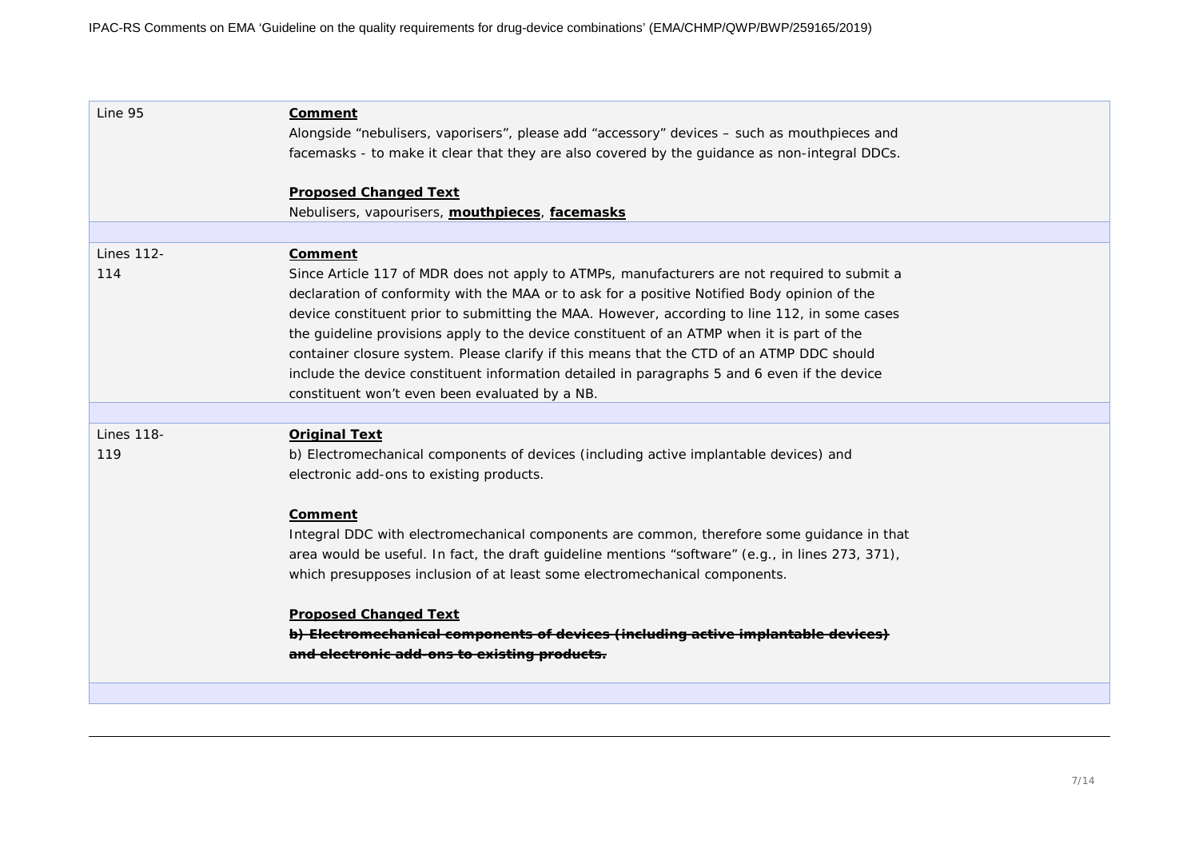| | |
|---|---|
| Line 95 | **Comment**<br>Alongside "nebulisers, vaporisers", please add "accessory" devices – such as mouthpieces and facemasks - to make it clear that they are also covered by the guidance as non-integral DDCs.<br><br>**Proposed Changed Text**<br>Nebulisers, vapourisers, **mouthpieces**, **facemasks** |
| | |
| Lines 112-114 | **Comment**<br>Since Article 117 of MDR does not apply to ATMPs, manufacturers are not required to submit a declaration of conformity with the MAA or to ask for a positive Notified Body opinion of the device constituent prior to submitting the MAA. However, according to line 112, in some cases the guideline provisions apply to the device constituent of an ATMP when it is part of the container closure system. Please clarify if this means that the CTD of an ATMP DDC should include the device constituent information detailed in paragraphs 5 and 6 even if the device constituent won't even been evaluated by a NB. |
| | |
| Lines 118-119 | **Original Text**<br>b) Electromechanical components of devices (including active implantable devices) and electronic add-ons to existing products.<br><br>**Comment**<br>Integral DDC with electromechanical components are common, therefore some guidance in that area would be useful. In fact, the draft guideline mentions "software" (e.g., in lines 273, 371), which presupposes inclusion of at least some electromechanical components.<br><br>**Proposed Changed Text**<br>~~**b) Electromechanical components of devices (including active implantable devices) and electronic add-ons to existing products.**~~ |
| | |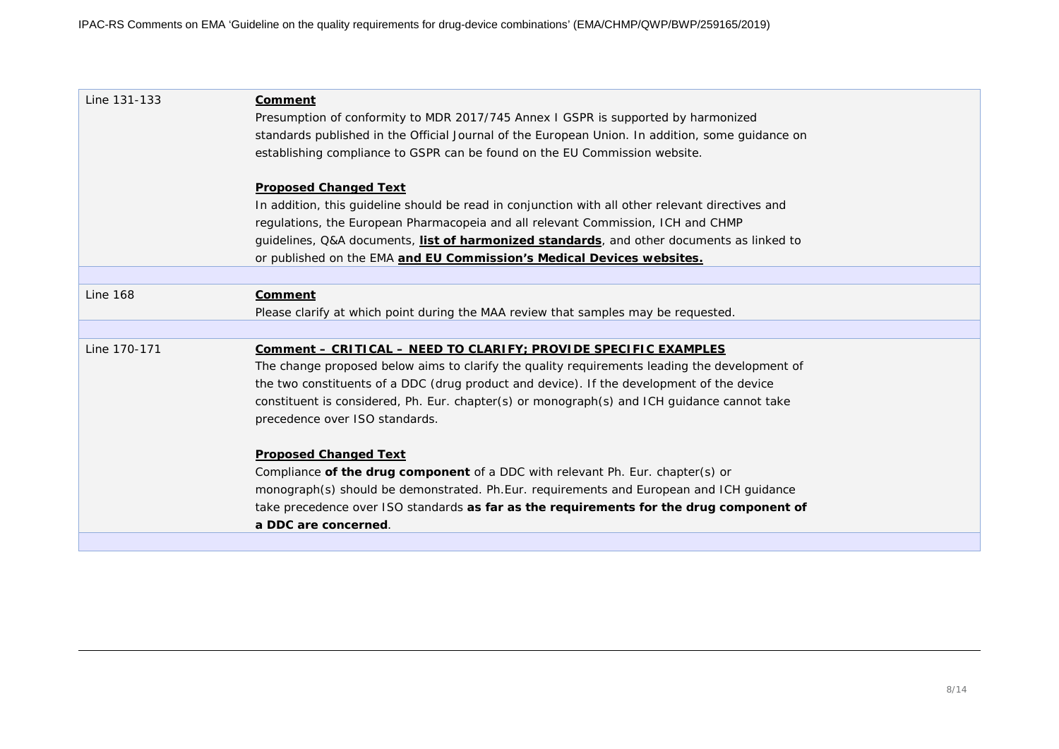| | |
|---|---|
| Line 131-133 | **Comment**<br>Presumption of conformity to MDR 2017/745 Annex I GSPR is supported by harmonized standards published in the Official Journal of the European Union. In addition, some guidance on establishing compliance to GSPR can be found on the EU Commission website.<br><br>**Proposed Changed Text**<br>In addition, this guideline should be read in conjunction with all other relevant directives and regulations, the European Pharmacopeia and all relevant Commission, ICH and CHMP guidelines, Q&A documents, **list of harmonized standards**, and other documents as linked to or published on the EMA **and EU Commission's Medical Devices websites.** |
| | |
| Line 168 | **Comment**<br>Please clarify at which point during the MAA review that samples may be requested. |
| | |
| Line 170-171 | **Comment – CRITICAL – NEED TO CLARIFY; PROVIDE SPECIFIC EXAMPLES**<br>The change proposed below aims to clarify the quality requirements leading the development of the two constituents of a DDC (drug product and device). If the development of the device constituent is considered, Ph. Eur. chapter(s) or monograph(s) and ICH guidance cannot take precedence over ISO standards.<br><br>**Proposed Changed Text**<br>Compliance **of the drug component** of a DDC with relevant Ph. Eur. chapter(s) or monograph(s) should be demonstrated. Ph.Eur. requirements and European and ICH guidance take precedence over ISO standards **as far as the requirements for the drug component of a DDC are concerned**. |
| | |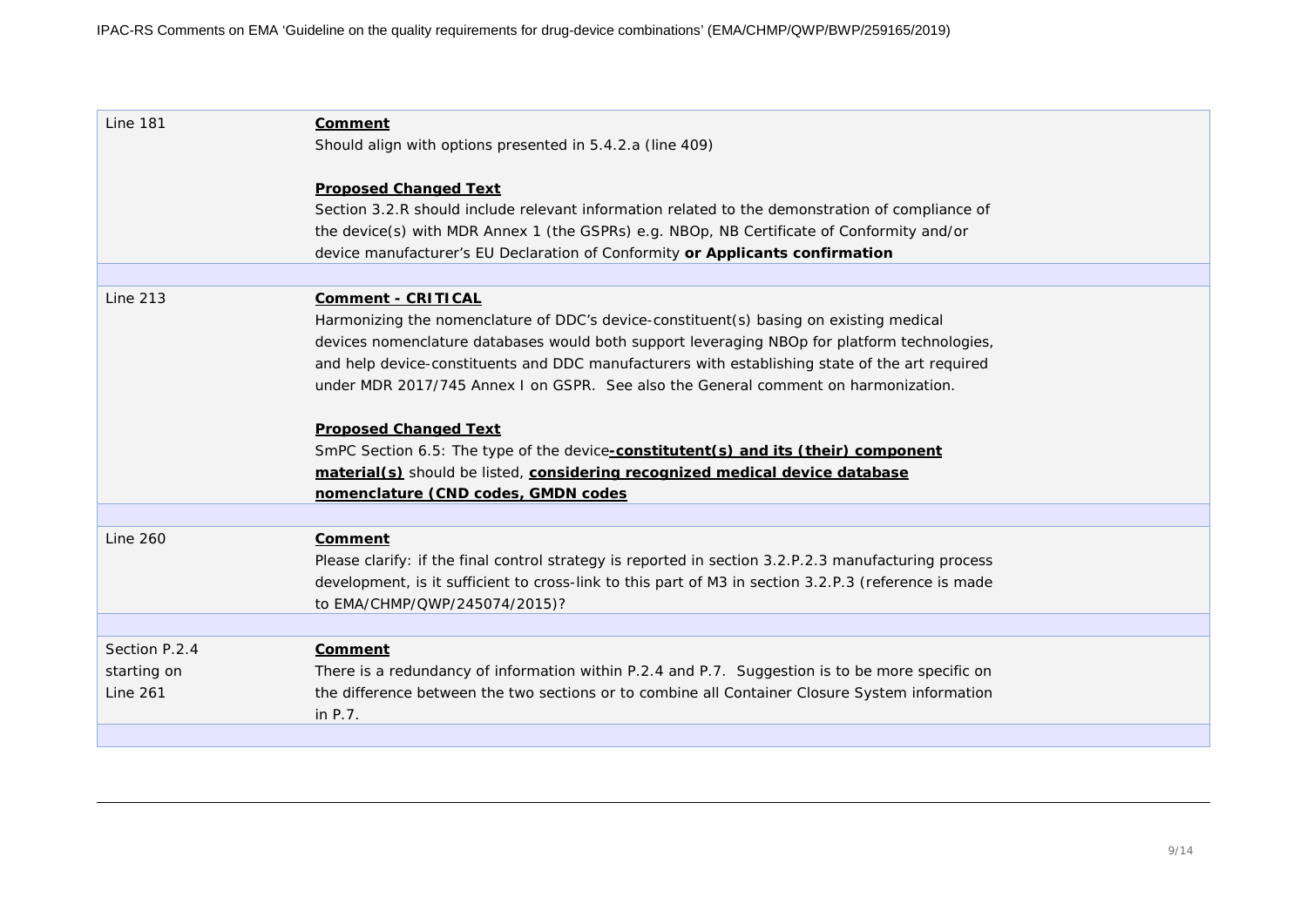| | |
|---|---|
| Line 181 | **Comment**<br>Should align with options presented in 5.4.2.a (line 409)<br><br>**Proposed Changed Text**<br>Section 3.2.R should include relevant information related to the demonstration of compliance of the device(s) with MDR Annex 1 (the GSPRs) e.g. NBOp, NB Certificate of Conformity and/or device manufacturer's EU Declaration of Conformity **or Applicants confirmation** |
| | |
| Line 213 | **Comment - CRITICAL**<br>Harmonizing the nomenclature of DDC's device-constituent(s) basing on existing medical devices nomenclature databases would both support leveraging NBOp for platform technologies, and help device-constituents and DDC manufacturers with establishing state of the art required under MDR 2017/745 Annex I on GSPR. See also the General comment on harmonization.<br><br>**Proposed Changed Text**<br>SmPC Section 6.5: The type of the device**-constitutent(s) and its (their) component material(s)** should be listed, **considering recognized medical device database nomenclature (CND codes, GMDN codes** |
| | |
| Line 260 | **Comment**<br>Please clarify: if the final control strategy is reported in section 3.2.P.2.3 manufacturing process development, is it sufficient to cross-link to this part of M3 in section 3.2.P.3 (reference is made to EMA/CHMP/QWP/245074/2015)? |
| | |
| Section P.2.4 starting on Line 261 | **Comment**<br>There is a redundancy of information within P.2.4 and P.7. Suggestion is to be more specific on the difference between the two sections or to combine all Container Closure System information in P.7. |
| | |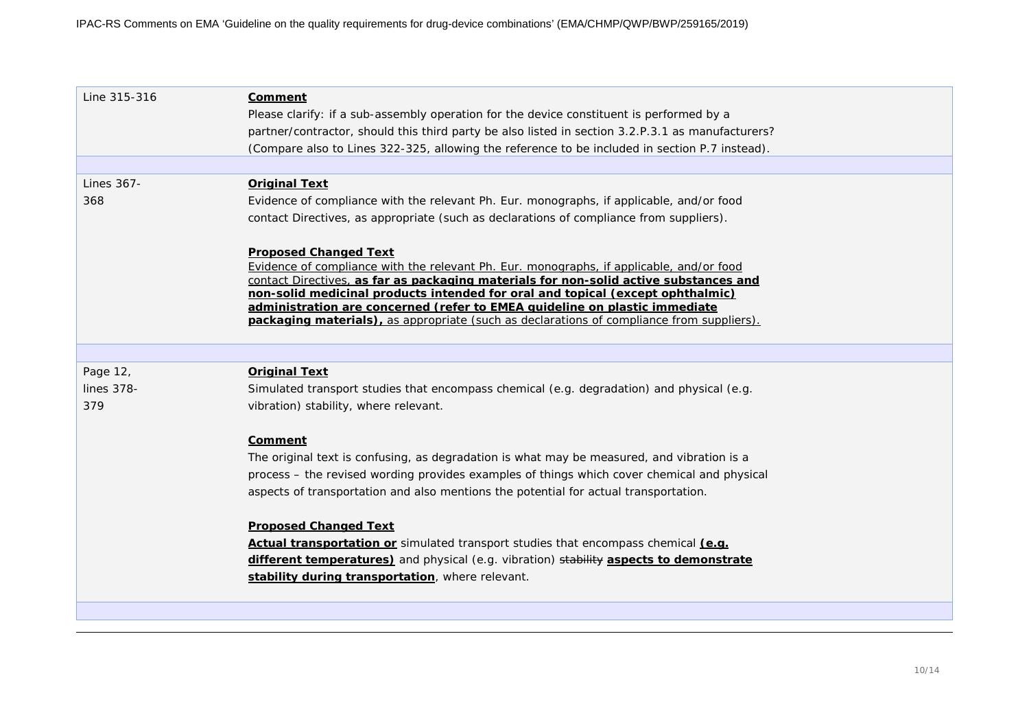| | |
|---|---|
| Line 315-316 | **Comment**<br>Please clarify: if a sub-assembly operation for the device constituent is performed by a partner/contractor, should this third party be also listed in section 3.2.P.3.1 as manufacturers? (Compare also to Lines 322-325, allowing the reference to be included in section P.7 instead). |
| | |
| Lines 367-368 | **Original Text**<br>Evidence of compliance with the relevant Ph. Eur. monographs, if applicable, and/or food contact Directives, as appropriate (such as declarations of compliance from suppliers).<br><br>**Proposed Changed Text**<br>Evidence of compliance with the relevant Ph. Eur. monographs, if applicable, and/or food contact Directives, **as far as packaging materials for non-solid active substances and non-solid medicinal products intended for oral and topical (except ophthalmic) administration are concerned (refer to EMEA guideline on plastic immediate packaging materials),** as appropriate (such as declarations of compliance from suppliers). |
| | |
| Page 12, lines 378-379 | **Original Text**<br>Simulated transport studies that encompass chemical (e.g. degradation) and physical (e.g. vibration) stability, where relevant.<br><br>**Comment**<br>The original text is confusing, as degradation is what may be measured, and vibration is a process – the revised wording provides examples of things which cover chemical and physical aspects of transportation and also mentions the potential for actual transportation.<br><br>**Proposed Changed Text**<br>**Actual transportation or** simulated transport studies that encompass chemical **(e.g. different temperatures)** and physical (e.g. vibration) ~~stability~~ **aspects to demonstrate stability during transportation**, where relevant. |
| | |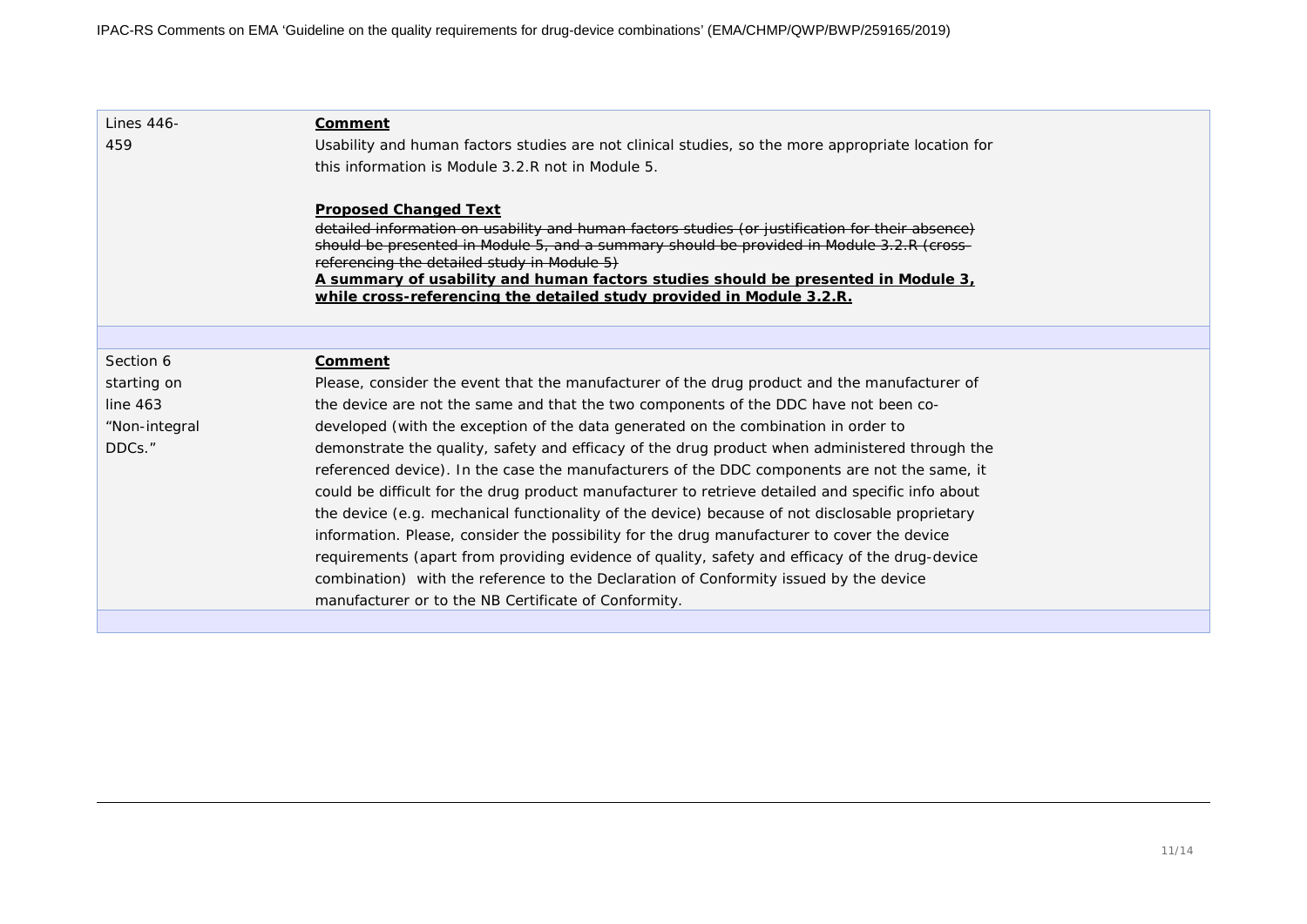| | |
|---|---|
| Lines 446-459 | **Comment**<br>Usability and human factors studies are not clinical studies, so the more appropriate location for this information is Module 3.2.R not in Module 5.<br><br>**Proposed Changed Text**<br>~~detailed information on usability and human factors studies (or justification for their absence) should be presented in Module 5, and a summary should be provided in Module 3.2.R (cross-referencing the detailed study in Module 5)~~<br>**A summary of usability and human factors studies should be presented in Module 3, while cross-referencing the detailed study provided in Module 3.2.R.** |
| | |
| Section 6 starting on line 463 "Non-integral DDCs." | **Comment**<br>Please, consider the event that the manufacturer of the drug product and the manufacturer of the device are not the same and that the two components of the DDC have not been co-developed (with the exception of the data generated on the combination in order to demonstrate the quality, safety and efficacy of the drug product when administered through the referenced device). In the case the manufacturers of the DDC components are not the same, it could be difficult for the drug product manufacturer to retrieve detailed and specific info about the device (e.g. mechanical functionality of the device) because of not disclosable proprietary information. Please, consider the possibility for the drug manufacturer to cover the device requirements (apart from providing evidence of quality, safety and efficacy of the drug-device combination) with the reference to the Declaration of Conformity issued by the device manufacturer or to the NB Certificate of Conformity. |
| | |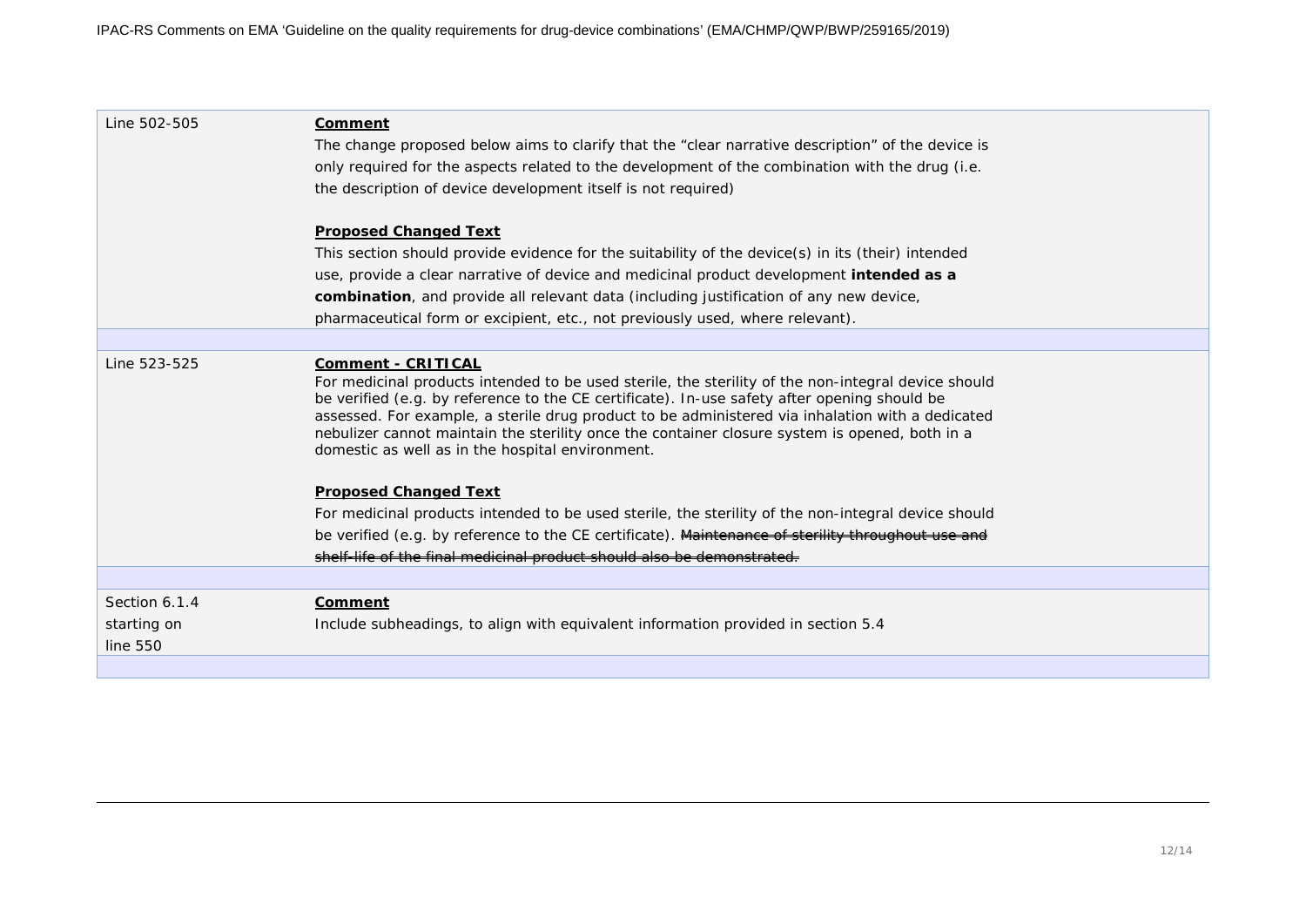| | |
|---|---|
| Line 502-505 | **Comment**<br>The change proposed below aims to clarify that the "clear narrative description" of the device is only required for the aspects related to the development of the combination with the drug (i.e. the description of device development itself is not required)<br><br>**Proposed Changed Text**<br>This section should provide evidence for the suitability of the device(s) in its (their) intended use, provide a clear narrative of device and medicinal product development **intended as a combination**, and provide all relevant data (including justification of any new device, pharmaceutical form or excipient, etc., not previously used, where relevant). |
| | |
| Line 523-525 | **Comment - CRITICAL**<br>For medicinal products intended to be used sterile, the sterility of the non-integral device should be verified (e.g. by reference to the CE certificate). In-use safety after opening should be assessed. For example, a sterile drug product to be administered via inhalation with a dedicated nebulizer cannot maintain the sterility once the container closure system is opened, both in a domestic as well as in the hospital environment.<br><br>**Proposed Changed Text**<br>For medicinal products intended to be used sterile, the sterility of the non-integral device should be verified (e.g. by reference to the CE certificate). ~~Maintenance of sterility throughout use and shelf-life of the final medicinal product should also be demonstrated.~~ |
| | |
| Section 6.1.4 starting on line 550 | **Comment**<br>Include subheadings, to align with equivalent information provided in section 5.4 |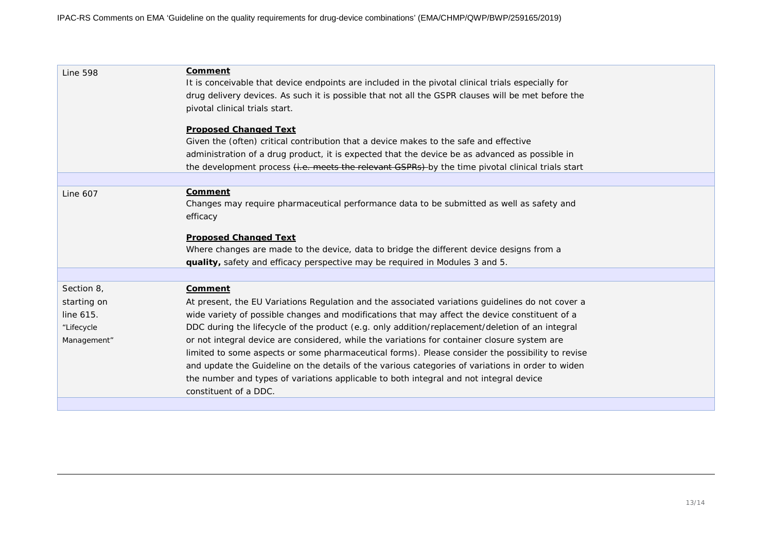| Section | Comment |
| --- | --- |
| Line 598 | **Comment**<br>It is conceivable that device endpoints are included in the pivotal clinical trials especially for drug delivery devices. As such it is possible that not all the GSPR clauses will be met before the pivotal clinical trials start.<br><br>**Proposed Changed Text**<br>Given the (often) critical contribution that a device makes to the safe and effective administration of a drug product, it is expected that the device be as advanced as possible in the development process ~~(i.e. meets the relevant GSPRs)~~ by the time pivotal clinical trials start |
| Line 607 | **Comment**<br>Changes may require pharmaceutical performance data to be submitted as well as safety and efficacy<br><br>**Proposed Changed Text**<br>Where changes are made to the device, data to bridge the different device designs from a **quality,** safety and efficacy perspective may be required in Modules 3 and 5. |
| Section 8, starting on line 615. "Lifecycle Management" | **Comment**<br>At present, the EU Variations Regulation and the associated variations guidelines do not cover a wide variety of possible changes and modifications that may affect the device constituent of a DDC during the lifecycle of the product (e.g. only addition/replacement/deletion of an integral or not integral device are considered, while the variations for container closure system are limited to some aspects or some pharmaceutical forms). Please consider the possibility to revise and update the Guideline on the details of the various categories of variations in order to widen the number and types of variations applicable to both integral and not integral device constituent of a DDC. |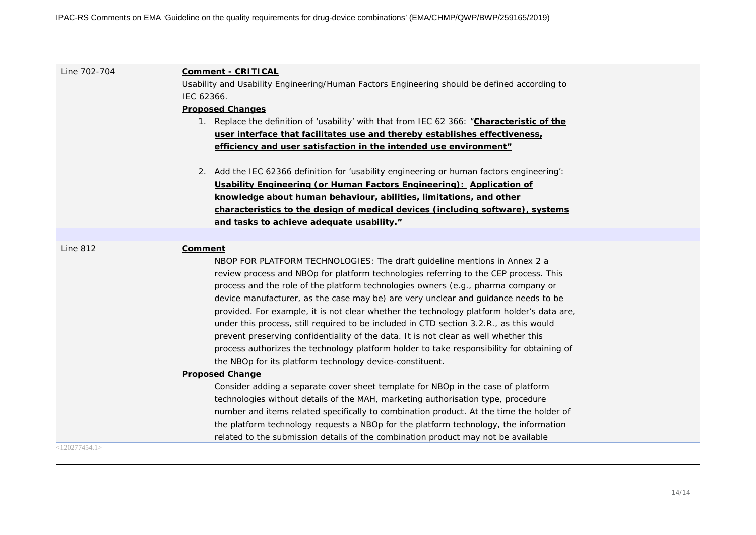| | |
|---|---|
| Line 702-704 | **Comment - CRITICAL**<br>Usability and Usability Engineering/Human Factors Engineering should be defined according to IEC 62366.<br>**Proposed Changes**<br>1. Replace the definition of 'usability' with that from IEC 62 366: "**Characteristic of the user interface that facilitates use and thereby establishes effectiveness, efficiency and user satisfaction in the intended use environment"**<br><br>2. Add the IEC 62366 definition for 'usability engineering or human factors engineering': **Usability Engineering (or Human Factors Engineering): Application of knowledge about human behaviour, abilities, limitations, and other characteristics to the design of medical devices (including software), systems and tasks to achieve adequate usability."** |
| | |
| Line 812 | **Comment**<br>NBOP FOR PLATFORM TECHNOLOGIES: The draft guideline mentions in Annex 2 a review process and NBOp for platform technologies referring to the CEP process. This process and the role of the platform technologies owners (e.g., pharma company or device manufacturer, as the case may be) are very unclear and guidance needs to be provided. For example, it is not clear whether the technology platform holder's data are, under this process, still required to be included in CTD section 3.2.R., as this would prevent preserving confidentiality of the data. It is not clear as well whether this process authorizes the technology platform holder to take responsibility for obtaining of the NBOp for its platform technology device-constituent.<br>**Proposed Change**<br>Consider adding a separate cover sheet template for NBOp in the case of platform technologies without details of the MAH, marketing authorisation type, procedure number and items related specifically to combination product. At the time the holder of the platform technology requests a NBOp for the platform technology, the information related to the submission details of the combination product may not be available |

<120277454.1>